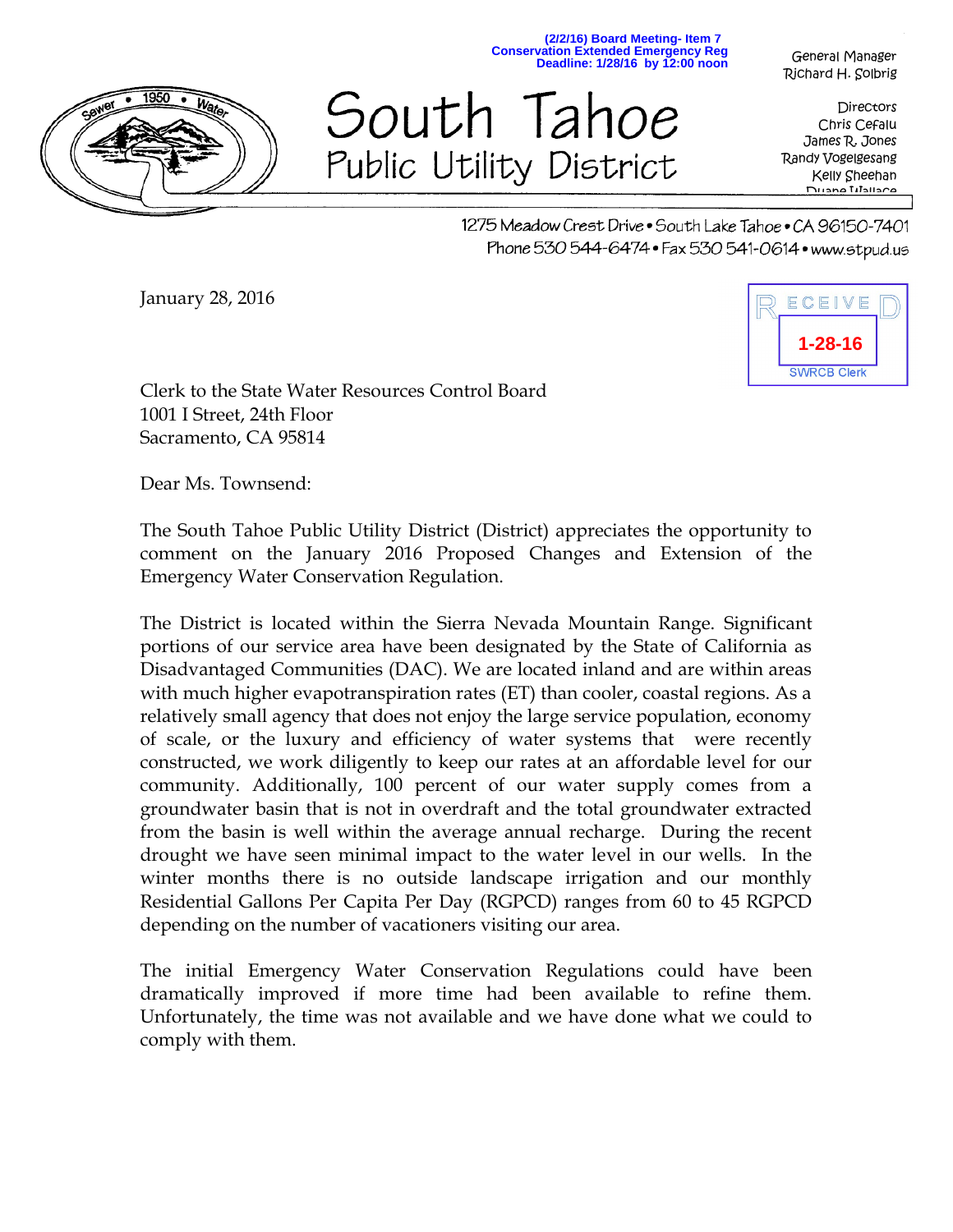(2/2/16) Board Meeting- Item 7
Conservation Extended Emergency Reg
Deadline: 1/28/16 by 12:00 noon

# South Tahoe
## Public Utility District

General Manager
Richard H. Solbrig

Directors
Chris Cefalu
James R. Jones
Randy Vogelgesang
Kelly Sheehan
Duane Wallace

1275 Meadow Crest Drive • South Lake Tahoe • CA 96150-7401
Phone 530 544-6474 • Fax 530 541-0614 • www.stpud.us

RECEIVED
1-28-16
SWRCB Clerk

January 28, 2016

Clerk to the State Water Resources Control Board
1001 I Street, 24th Floor
Sacramento, CA 95814

Dear Ms. Townsend:

The South Tahoe Public Utility District (District) appreciates the opportunity to comment on the January 2016 Proposed Changes and Extension of the Emergency Water Conservation Regulation.

The District is located within the Sierra Nevada Mountain Range. Significant portions of our service area have been designated by the State of California as Disadvantaged Communities (DAC). We are located inland and are within areas with much higher evapotranspiration rates (ET) than cooler, coastal regions. As a relatively small agency that does not enjoy the large service population, economy of scale, or the luxury and efficiency of water systems that were recently constructed, we work diligently to keep our rates at an affordable level for our community. Additionally, 100 percent of our water supply comes from a groundwater basin that is not in overdraft and the total groundwater extracted from the basin is well within the average annual recharge. During the recent drought we have seen minimal impact to the water level in our wells. In the winter months there is no outside landscape irrigation and our monthly Residential Gallons Per Capita Per Day (RGPCD) ranges from 60 to 45 RGPCD depending on the number of vacationers visiting our area.

The initial Emergency Water Conservation Regulations could have been dramatically improved if more time had been available to refine them. Unfortunately, the time was not available and we have done what we could to comply with them.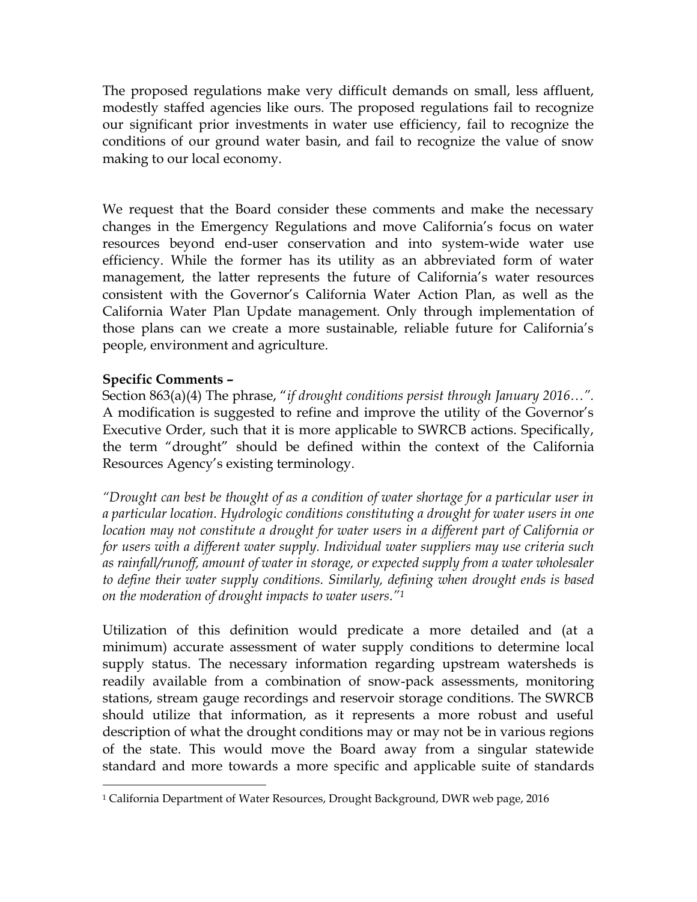The proposed regulations make very difficult demands on small, less affluent, modestly staffed agencies like ours. The proposed regulations fail to recognize our significant prior investments in water use efficiency, fail to recognize the conditions of our ground water basin, and fail to recognize the value of snow making to our local economy.

We request that the Board consider these comments and make the necessary changes in the Emergency Regulations and move California's focus on water resources beyond end-user conservation and into system-wide water use efficiency. While the former has its utility as an abbreviated form of water management, the latter represents the future of California's water resources consistent with the Governor's California Water Action Plan, as well as the California Water Plan Update management. Only through implementation of those plans can we create a more sustainable, reliable future for California's people, environment and agriculture.

**Specific Comments –**

Section 863(a)(4) The phrase, "*if drought conditions persist through January 2016…*". A modification is suggested to refine and improve the utility of the Governor's Executive Order, such that it is more applicable to SWRCB actions. Specifically, the term "drought" should be defined within the context of the California Resources Agency's existing terminology.

*"Drought can best be thought of as a condition of water shortage for a particular user in a particular location. Hydrologic conditions constituting a drought for water users in one location may not constitute a drought for water users in a different part of California or for users with a different water supply. Individual water suppliers may use criteria such as rainfall/runoff, amount of water in storage, or expected supply from a water wholesaler to define their water supply conditions. Similarly, defining when drought ends is based on the moderation of drought impacts to water users."*[1]

Utilization of this definition would predicate a more detailed and (at a minimum) accurate assessment of water supply conditions to determine local supply status. The necessary information regarding upstream watersheds is readily available from a combination of snow-pack assessments, monitoring stations, stream gauge recordings and reservoir storage conditions. The SWRCB should utilize that information, as it represents a more robust and useful description of what the drought conditions may or may not be in various regions of the state. This would move the Board away from a singular statewide standard and more towards a more specific and applicable suite of standards

[1] California Department of Water Resources, Drought Background, DWR web page, 2016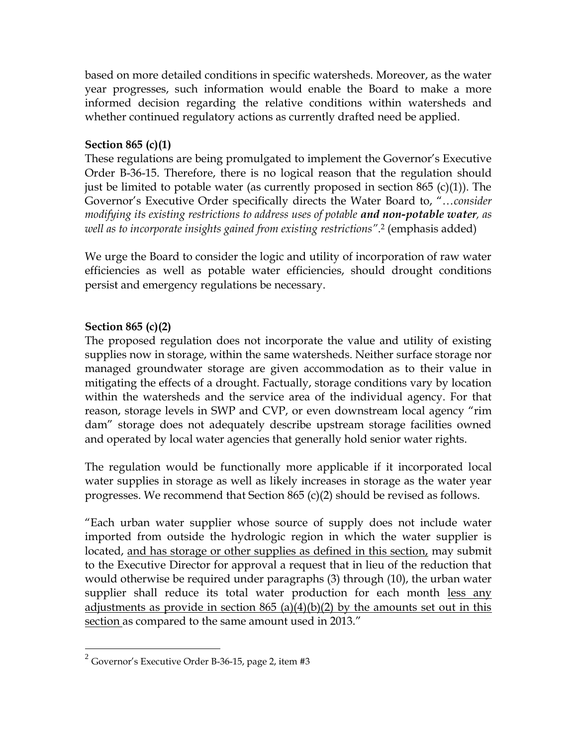based on more detailed conditions in specific watersheds. Moreover, as the water year progresses, such information would enable the Board to make a more informed decision regarding the relative conditions within watersheds and whether continued regulatory actions as currently drafted need be applied.

**Section 865 (c)(1)**

These regulations are being promulgated to implement the Governor's Executive Order B-36-15. Therefore, there is no logical reason that the regulation should just be limited to potable water (as currently proposed in section 865 (c)(1)). The Governor's Executive Order specifically directs the Water Board to, "…*consider modifying its existing restrictions to address uses of potable **and non-potable water**, as well as to incorporate insights gained from existing restrictions"*.[2] (emphasis added)

We urge the Board to consider the logic and utility of incorporation of raw water efficiencies as well as potable water efficiencies, should drought conditions persist and emergency regulations be necessary.

**Section 865 (c)(2)**

The proposed regulation does not incorporate the value and utility of existing supplies now in storage, within the same watersheds. Neither surface storage nor managed groundwater storage are given accommodation as to their value in mitigating the effects of a drought. Factually, storage conditions vary by location within the watersheds and the service area of the individual agency. For that reason, storage levels in SWP and CVP, or even downstream local agency "rim dam" storage does not adequately describe upstream storage facilities owned and operated by local water agencies that generally hold senior water rights.

The regulation would be functionally more applicable if it incorporated local water supplies in storage as well as likely increases in storage as the water year progresses. We recommend that Section 865 (c)(2) should be revised as follows.

"Each urban water supplier whose source of supply does not include water imported from outside the hydrologic region in which the water supplier is located, <u>and has storage or other supplies as defined in this section,</u> may submit to the Executive Director for approval a request that in lieu of the reduction that would otherwise be required under paragraphs (3) through (10), the urban water supplier shall reduce its total water production for each month <u>less any adjustments as provide in section 865 (a)(4)(b)(2) by the amounts set out in this section</u> as compared to the same amount used in 2013."

---

[2] Governor's Executive Order B-36-15, page 2, item #3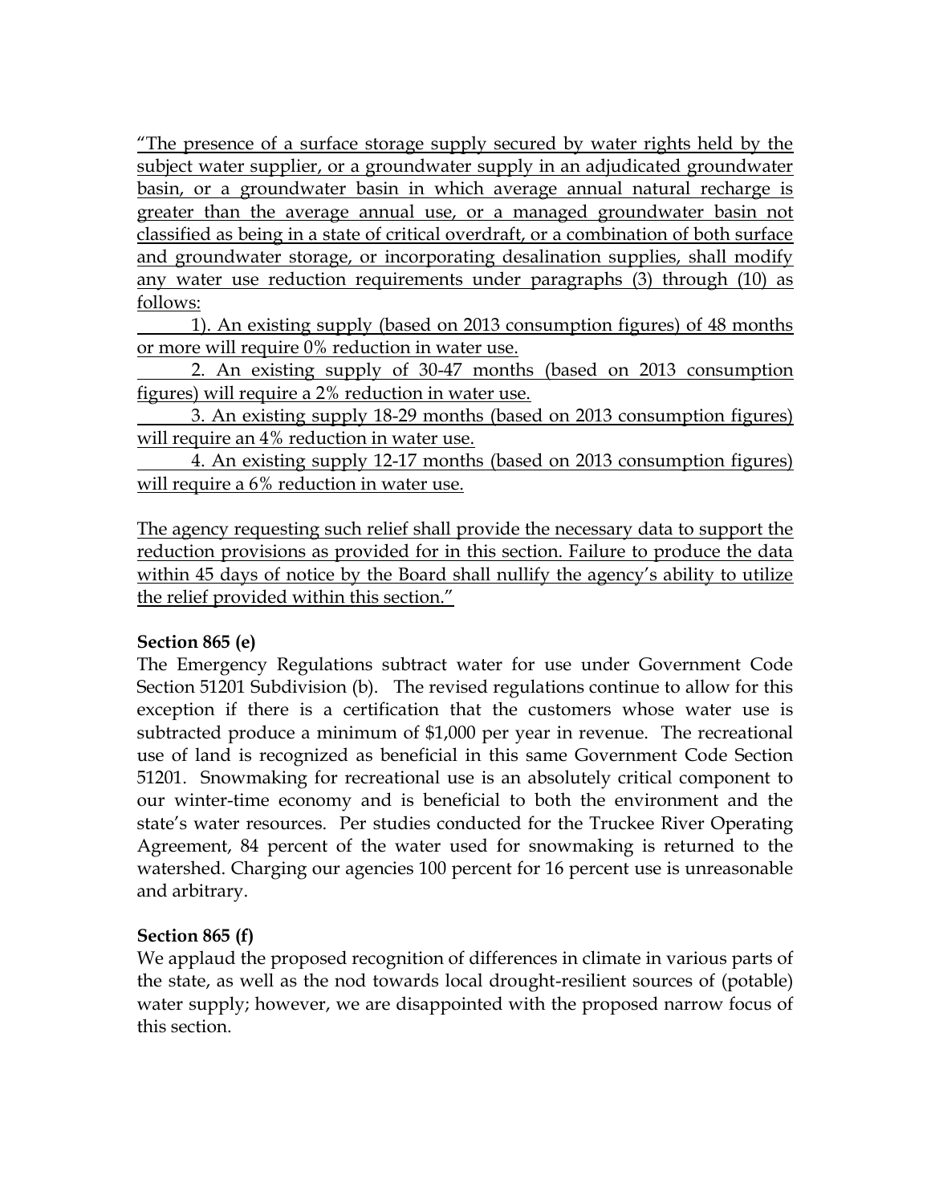“The presence of a surface storage supply secured by water rights held by the subject water supplier, or a groundwater supply in an adjudicated groundwater basin, or a groundwater basin in which average annual natural recharge is greater than the average annual use, or a managed groundwater basin not classified as being in a state of critical overdraft, or a combination of both surface and groundwater storage, or incorporating desalination supplies, shall modify any water use reduction requirements under paragraphs (3) through (10) as follows:

1). An existing supply (based on 2013 consumption figures) of 48 months or more will require 0% reduction in water use.

2. An existing supply of 30-47 months (based on 2013 consumption figures) will require a 2% reduction in water use.

3. An existing supply 18-29 months (based on 2013 consumption figures) will require an 4% reduction in water use.

4. An existing supply 12-17 months (based on 2013 consumption figures) will require a 6% reduction in water use.

The agency requesting such relief shall provide the necessary data to support the reduction provisions as provided for in this section. Failure to produce the data within 45 days of notice by the Board shall nullify the agency’s ability to utilize the relief provided within this section.”

**Section 865 (e)**

The Emergency Regulations subtract water for use under Government Code Section 51201 Subdivision (b). The revised regulations continue to allow for this exception if there is a certification that the customers whose water use is subtracted produce a minimum of $1,000 per year in revenue. The recreational use of land is recognized as beneficial in this same Government Code Section 51201. Snowmaking for recreational use is an absolutely critical component to our winter-time economy and is beneficial to both the environment and the state’s water resources. Per studies conducted for the Truckee River Operating Agreement, 84 percent of the water used for snowmaking is returned to the watershed. Charging our agencies 100 percent for 16 percent use is unreasonable and arbitrary.

**Section 865 (f)**

We applaud the proposed recognition of differences in climate in various parts of the state, as well as the nod towards local drought-resilient sources of (potable) water supply; however, we are disappointed with the proposed narrow focus of this section.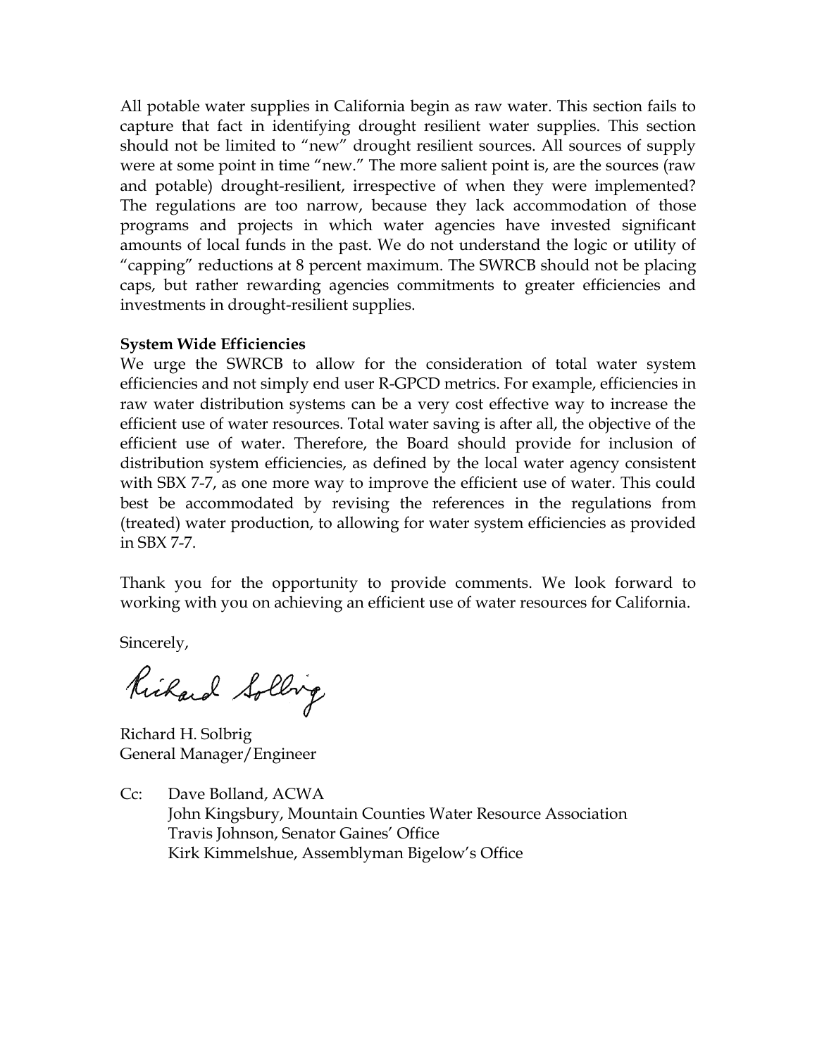All potable water supplies in California begin as raw water. This section fails to capture that fact in identifying drought resilient water supplies. This section should not be limited to "new" drought resilient sources. All sources of supply were at some point in time "new." The more salient point is, are the sources (raw and potable) drought-resilient, irrespective of when they were implemented? The regulations are too narrow, because they lack accommodation of those programs and projects in which water agencies have invested significant amounts of local funds in the past. We do not understand the logic or utility of "capping" reductions at 8 percent maximum. The SWRCB should not be placing caps, but rather rewarding agencies commitments to greater efficiencies and investments in drought-resilient supplies.

**System Wide Efficiencies**

We urge the SWRCB to allow for the consideration of total water system efficiencies and not simply end user R-GPCD metrics. For example, efficiencies in raw water distribution systems can be a very cost effective way to increase the efficient use of water resources. Total water saving is after all, the objective of the efficient use of water. Therefore, the Board should provide for inclusion of distribution system efficiencies, as defined by the local water agency consistent with SBX 7-7, as one more way to improve the efficient use of water. This could best be accommodated by revising the references in the regulations from (treated) water production, to allowing for water system efficiencies as provided in SBX 7-7.

Thank you for the opportunity to provide comments. We look forward to working with you on achieving an efficient use of water resources for California.

Sincerely,

Richard Solbrig

Richard H. Solbrig
General Manager/Engineer

Cc: Dave Bolland, ACWA
John Kingsbury, Mountain Counties Water Resource Association
Travis Johnson, Senator Gaines' Office
Kirk Kimmelshue, Assemblyman Bigelow's Office